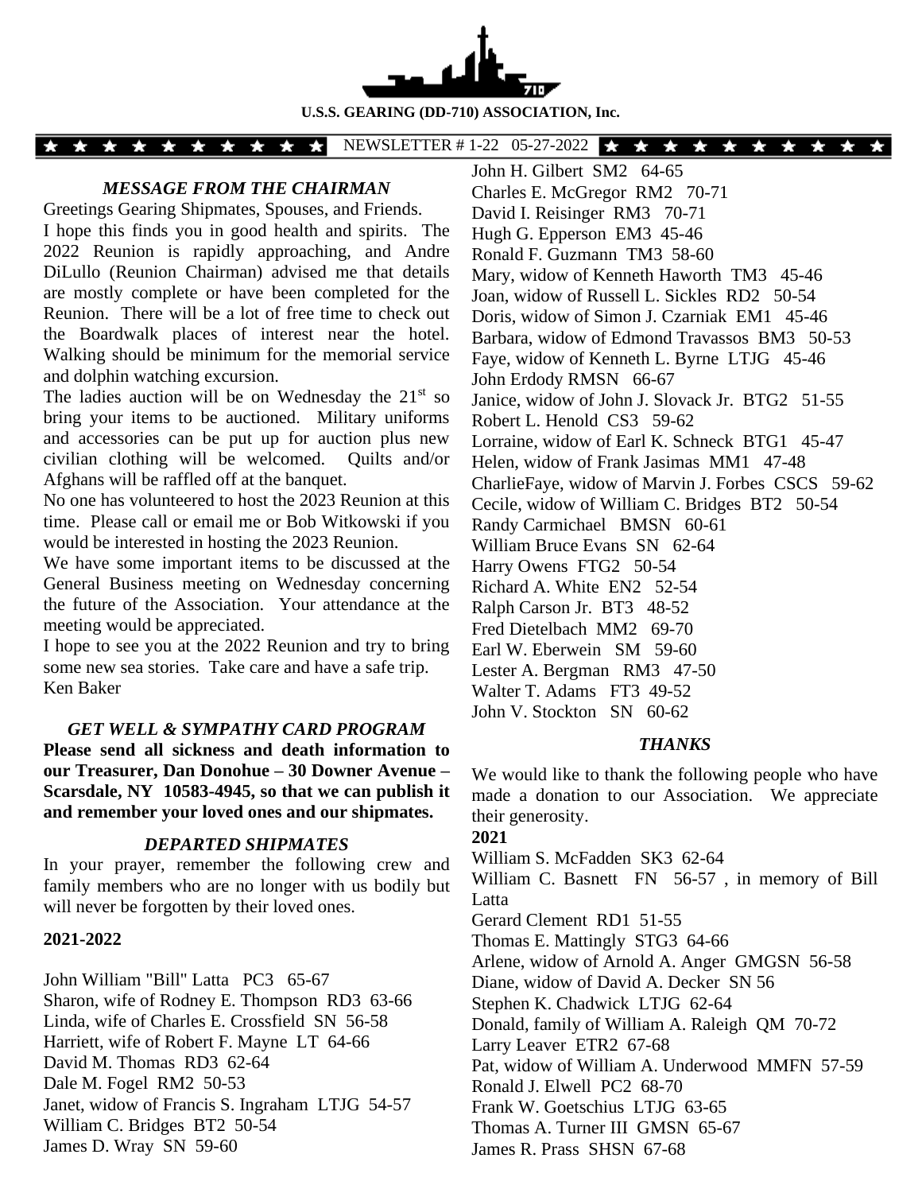**U.S.S. GEARING (DD-710) ASSOCIATION, Inc.**

NEWSLETTER # 1-22 05-27-2022

## *MESSAGE FROM THE CHAIRMAN*

Greetings Gearing Shipmates, Spouses, and Friends.

I hope this finds you in good health and spirits. The 2022 Reunion is rapidly approaching, and Andre DiLullo (Reunion Chairman) advised me that details are mostly complete or have been completed for the Reunion. There will be a lot of free time to check out the Boardwalk places of interest near the hotel. Walking should be minimum for the memorial service and dolphin watching excursion.

The ladies auction will be on Wednesday the 21st so bring your items to be auctioned. Military uniforms and accessories can be put up for auction plus new civilian clothing will be welcomed. Quilts and/or Afghans will be raffled off at the banquet.

No one has volunteered to host the 2023 Reunion at this time. Please call or email me or Bob Witkowski if you would be interested in hosting the 2023 Reunion.

We have some important items to be discussed at the General Business meeting on Wednesday concerning the future of the Association. Your attendance at the meeting would be appreciated.

I hope to see you at the 2022 Reunion and try to bring some new sea stories. Take care and have a safe trip.

Ken Baker

## *GET WELL & SYMPATHY CARD PROGRAM*

**Please send all sickness and death information to our Treasurer, Dan Donohue – 30 Downer Avenue – Scarsdale, NY 10583-4945, so that we can publish it and remember your loved ones and our shipmates.**

## *DEPARTED SHIPMATES*

In your prayer, remember the following crew and family members who are no longer with us bodily but will never be forgotten by their loved ones.

**2021-2022**

John William "Bill" Latta PC3 65-67
Sharon, wife of Rodney E. Thompson RD3 63-66
Linda, wife of Charles E. Crossfield SN 56-58
Harriett, wife of Robert F. Mayne LT 64-66
David M. Thomas RD3 62-64
Dale M. Fogel RM2 50-53
Janet, widow of Francis S. Ingraham LTJG 54-57
William C. Bridges BT2 50-54
James D. Wray SN 59-60
John H. Gilbert SM2 64-65
Charles E. McGregor RM2 70-71
David I. Reisinger RM3 70-71
Hugh G. Epperson EM3 45-46
Ronald F. Guzmann TM3 58-60
Mary, widow of Kenneth Haworth TM3 45-46
Joan, widow of Russell L. Sickles RD2 50-54
Doris, widow of Simon J. Czarniak EM1 45-46
Barbara, widow of Edmond Travassos BM3 50-53
Faye, widow of Kenneth L. Byrne LTJG 45-46
John Erdody RMSN 66-67
Janice, widow of John J. Slovack Jr. BTG2 51-55
Robert L. Henold CS3 59-62
Lorraine, widow of Earl K. Schneck BTG1 45-47
Helen, widow of Frank Jasimas MM1 47-48
CharlieFaye, widow of Marvin J. Forbes CSCS 59-62
Cecile, widow of William C. Bridges BT2 50-54
Randy Carmichael BMSN 60-61
William Bruce Evans SN 62-64
Harry Owens FTG2 50-54
Richard A. White EN2 52-54
Ralph Carson Jr. BT3 48-52
Fred Dietelbach MM2 69-70
Earl W. Eberwein SM 59-60
Lester A. Bergman RM3 47-50
Walter T. Adams FT3 49-52
John V. Stockton SN 60-62

## *THANKS*

We would like to thank the following people who have made a donation to our Association. We appreciate their generosity.

**2021**

William S. McFadden SK3 62-64
William C. Basnett FN 56-57 , in memory of Bill Latta
Gerard Clement RD1 51-55
Thomas E. Mattingly STG3 64-66
Arlene, widow of Arnold A. Anger GMGSN 56-58
Diane, widow of David A. Decker SN 56
Stephen K. Chadwick LTJG 62-64
Donald, family of William A. Raleigh QM 70-72
Larry Leaver ETR2 67-68
Pat, widow of William A. Underwood MMFN 57-59
Ronald J. Elwell PC2 68-70
Frank W. Goetschius LTJG 63-65
Thomas A. Turner III GMSN 65-67
James R. Prass SHSN 67-68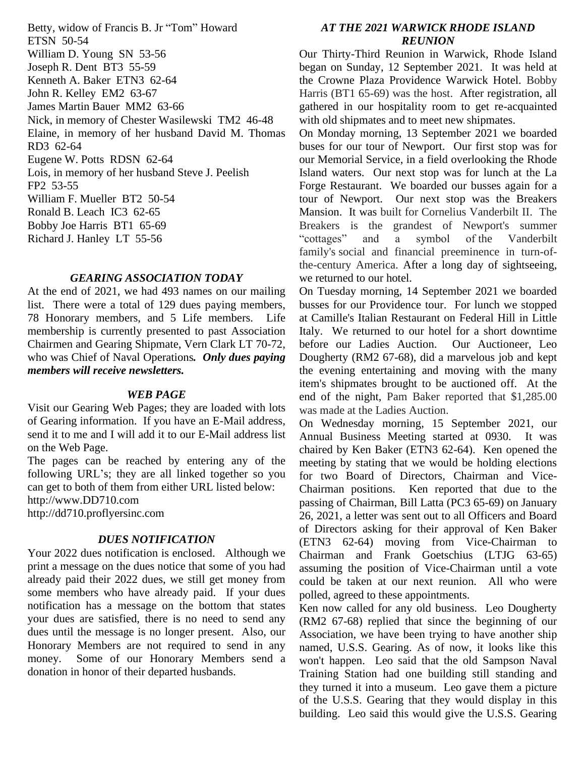Betty, widow of Francis B. Jr "Tom" Howard ETSN 50-54
William D. Young SN 53-56
Joseph R. Dent BT3 55-59
Kenneth A. Baker ETN3 62-64
John R. Kelley EM2 63-67
James Martin Bauer MM2 63-66
Nick, in memory of Chester Wasilewski TM2 46-48
Elaine, in memory of her husband David M. Thomas RD3 62-64
Eugene W. Potts RDSN 62-64
Lois, in memory of her husband Steve J. Peelish FP2 53-55
William F. Mueller BT2 50-54
Ronald B. Leach IC3 62-65
Bobby Joe Harris BT1 65-69
Richard J. Hanley LT 55-56

### *GEARING ASSOCIATION TODAY*

At the end of 2021, we had 493 names on our mailing list. There were a total of 129 dues paying members, 78 Honorary members, and 5 Life members. Life membership is currently presented to past Association Chairmen and Gearing Shipmate, Vern Clark LT 70-72, who was Chief of Naval Operations*.* ***Only dues paying members will receive newsletters.***

### *WEB PAGE*

Visit our Gearing Web Pages; they are loaded with lots of Gearing information. If you have an E-Mail address, send it to me and I will add it to our E-Mail address list on the Web Page.

The pages can be reached by entering any of the following URL's; they are all linked together so you can get to both of them from either URL listed below:
http://www.DD710.com
http://dd710.proflyersinc.com

### *DUES NOTIFICATION*

Your 2022 dues notification is enclosed. Although we print a message on the dues notice that some of you had already paid their 2022 dues, we still get money from some members who have already paid. If your dues notification has a message on the bottom that states your dues are satisfied, there is no need to send any dues until the message is no longer present. Also, our Honorary Members are not required to send in any money. Some of our Honorary Members send a donation in honor of their departed husbands.

### *AT THE 2021 WARWICK RHODE ISLAND REUNION*

Our Thirty-Third Reunion in Warwick, Rhode Island began on Sunday, 12 September 2021. It was held at the Crowne Plaza Providence Warwick Hotel. Bobby Harris (BT1 65-69) was the host. After registration, all gathered in our hospitality room to get re-acquainted with old shipmates and to meet new shipmates.

On Monday morning, 13 September 2021 we boarded buses for our tour of Newport. Our first stop was for our Memorial Service, in a field overlooking the Rhode Island waters. Our next stop was for lunch at the La Forge Restaurant. We boarded our busses again for a tour of Newport. Our next stop was the Breakers Mansion. It was built for Cornelius Vanderbilt II. The Breakers is the grandest of Newport's summer "cottages" and a symbol of the Vanderbilt family's social and financial preeminence in turn-of-the-century America. After a long day of sightseeing, we returned to our hotel.

On Tuesday morning, 14 September 2021 we boarded busses for our Providence tour. For lunch we stopped at Camille's Italian Restaurant on Federal Hill in Little Italy. We returned to our hotel for a short downtime before our Ladies Auction. Our Auctioneer, Leo Dougherty (RM2 67-68), did a marvelous job and kept the evening entertaining and moving with the many item's shipmates brought to be auctioned off. At the end of the night, Pam Baker reported that $1,285.00 was made at the Ladies Auction.

On Wednesday morning, 15 September 2021, our Annual Business Meeting started at 0930. It was chaired by Ken Baker (ETN3 62-64). Ken opened the meeting by stating that we would be holding elections for two Board of Directors, Chairman and Vice-Chairman positions. Ken reported that due to the passing of Chairman, Bill Latta (PC3 65-69) on January 26, 2021, a letter was sent out to all Officers and Board of Directors asking for their approval of Ken Baker (ETN3 62-64) moving from Vice-Chairman to Chairman and Frank Goetschius (LTJG 63-65) assuming the position of Vice-Chairman until a vote could be taken at our next reunion. All who were polled, agreed to these appointments.

Ken now called for any old business. Leo Dougherty (RM2 67-68) replied that since the beginning of our Association, we have been trying to have another ship named, U.S.S. Gearing. As of now, it looks like this won't happen. Leo said that the old Sampson Naval Training Station had one building still standing and they turned it into a museum. Leo gave them a picture of the U.S.S. Gearing that they would display in this building. Leo said this would give the U.S.S. Gearing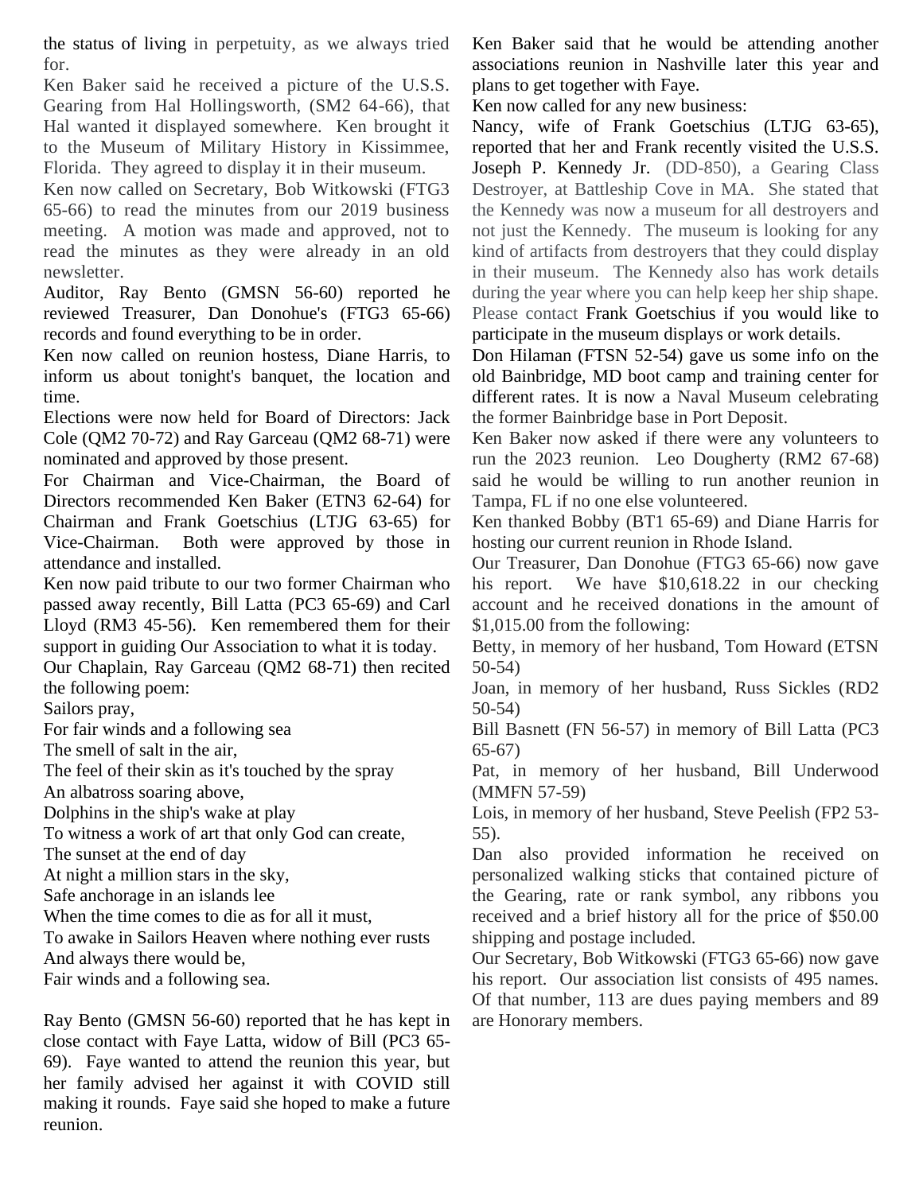the status of living in perpetuity, as we always tried for.

Ken Baker said he received a picture of the U.S.S. Gearing from Hal Hollingsworth, (SM2 64-66), that Hal wanted it displayed somewhere. Ken brought it to the Museum of Military History in Kissimmee, Florida. They agreed to display it in their museum.

Ken now called on Secretary, Bob Witkowski (FTG3 65-66) to read the minutes from our 2019 business meeting. A motion was made and approved, not to read the minutes as they were already in an old newsletter.

Auditor, Ray Bento (GMSN 56-60) reported he reviewed Treasurer, Dan Donohue's (FTG3 65-66) records and found everything to be in order.

Ken now called on reunion hostess, Diane Harris, to inform us about tonight's banquet, the location and time.

Elections were now held for Board of Directors: Jack Cole (QM2 70-72) and Ray Garceau (QM2 68-71) were nominated and approved by those present.

For Chairman and Vice-Chairman, the Board of Directors recommended Ken Baker (ETN3 62-64) for Chairman and Frank Goetschius (LTJG 63-65) for Vice-Chairman. Both were approved by those in attendance and installed.

Ken now paid tribute to our two former Chairman who passed away recently, Bill Latta (PC3 65-69) and Carl Lloyd (RM3 45-56). Ken remembered them for their support in guiding Our Association to what it is today.

Our Chaplain, Ray Garceau (QM2 68-71) then recited the following poem:

Sailors pray,
For fair winds and a following sea
The smell of salt in the air,
The feel of their skin as it's touched by the spray
An albatross soaring above,
Dolphins in the ship's wake at play
To witness a work of art that only God can create,
The sunset at the end of day
At night a million stars in the sky,
Safe anchorage in an islands lee
When the time comes to die as for all it must,
To awake in Sailors Heaven where nothing ever rusts
And always there would be,
Fair winds and a following sea.

Ray Bento (GMSN 56-60) reported that he has kept in close contact with Faye Latta, widow of Bill (PC3 65-69). Faye wanted to attend the reunion this year, but her family advised her against it with COVID still making it rounds. Faye said she hoped to make a future reunion.

Ken Baker said that he would be attending another associations reunion in Nashville later this year and plans to get together with Faye.

Ken now called for any new business:

Nancy, wife of Frank Goetschius (LTJG 63-65), reported that her and Frank recently visited the U.S.S. Joseph P. Kennedy Jr. (DD-850), a Gearing Class Destroyer, at Battleship Cove in MA. She stated that the Kennedy was now a museum for all destroyers and not just the Kennedy. The museum is looking for any kind of artifacts from destroyers that they could display in their museum. The Kennedy also has work details during the year where you can help keep her ship shape. Please contact Frank Goetschius if you would like to participate in the museum displays or work details.

Don Hilaman (FTSN 52-54) gave us some info on the old Bainbridge, MD boot camp and training center for different rates. It is now a Naval Museum celebrating the former Bainbridge base in Port Deposit.

Ken Baker now asked if there were any volunteers to run the 2023 reunion. Leo Dougherty (RM2 67-68) said he would be willing to run another reunion in Tampa, FL if no one else volunteered.

Ken thanked Bobby (BT1 65-69) and Diane Harris for hosting our current reunion in Rhode Island.

Our Treasurer, Dan Donohue (FTG3 65-66) now gave his report. We have $10,618.22 in our checking account and he received donations in the amount of $1,015.00 from the following:

Betty, in memory of her husband, Tom Howard (ETSN 50-54)

Joan, in memory of her husband, Russ Sickles (RD2 50-54)

Bill Basnett (FN 56-57) in memory of Bill Latta (PC3 65-67)

Pat, in memory of her husband, Bill Underwood (MMFN 57-59)

Lois, in memory of her husband, Steve Peelish (FP2 53-55).

Dan also provided information he received on personalized walking sticks that contained picture of the Gearing, rate or rank symbol, any ribbons you received and a brief history all for the price of $50.00 shipping and postage included.

Our Secretary, Bob Witkowski (FTG3 65-66) now gave his report. Our association list consists of 495 names. Of that number, 113 are dues paying members and 89 are Honorary members.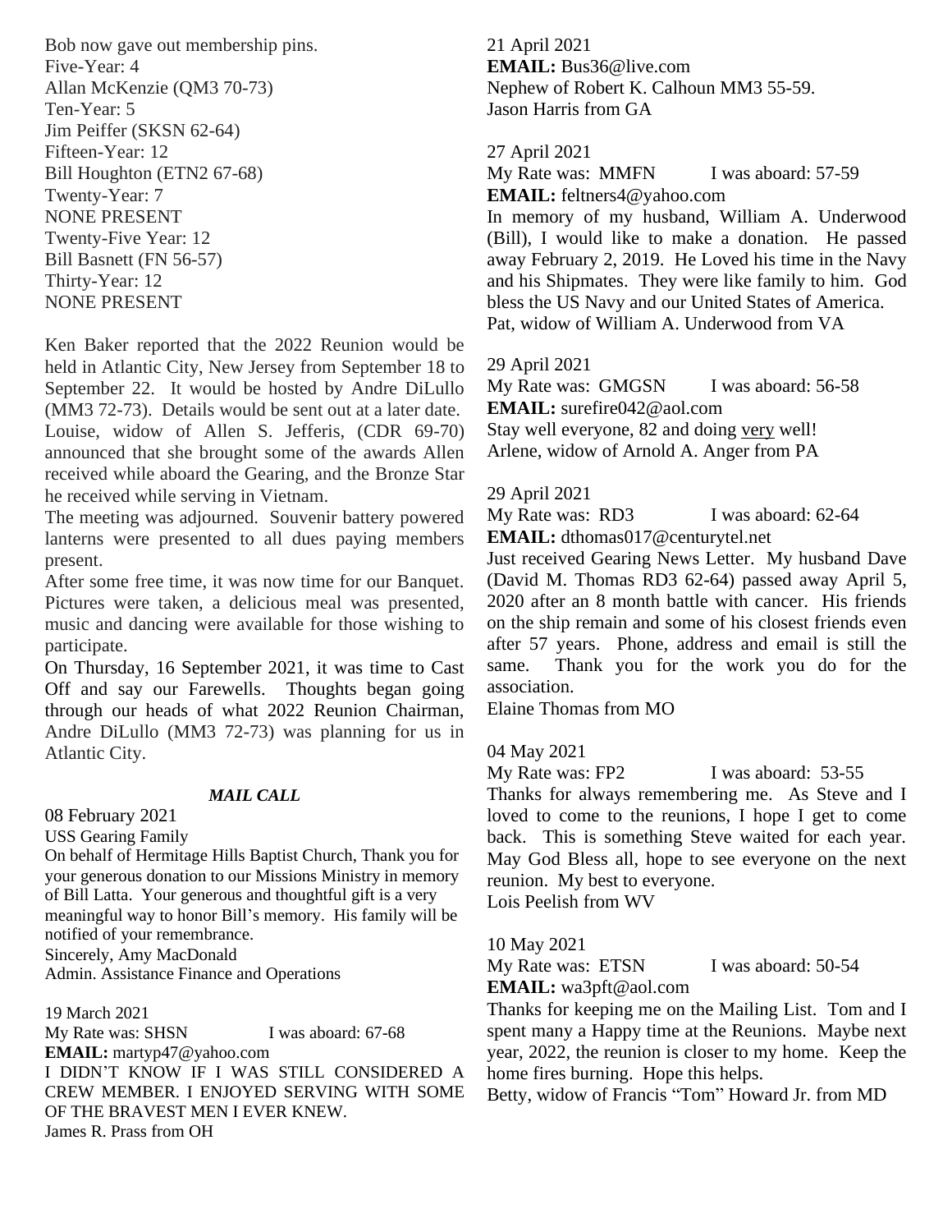Bob now gave out membership pins.
Five-Year: 4
Allan McKenzie (QM3 70-73)
Ten-Year: 5
Jim Peiffer (SKSN 62-64)
Fifteen-Year: 12
Bill Houghton (ETN2 67-68)
Twenty-Year: 7
NONE PRESENT
Twenty-Five Year: 12
Bill Basnett (FN 56-57)
Thirty-Year: 12
NONE PRESENT

Ken Baker reported that the 2022 Reunion would be held in Atlantic City, New Jersey from September 18 to September 22. It would be hosted by Andre DiLullo (MM3 72-73). Details would be sent out at a later date. Louise, widow of Allen S. Jefferis, (CDR 69-70) announced that she brought some of the awards Allen received while aboard the Gearing, and the Bronze Star he received while serving in Vietnam.
The meeting was adjourned. Souvenir battery powered lanterns were presented to all dues paying members present.
After some free time, it was now time for our Banquet. Pictures were taken, a delicious meal was presented, music and dancing were available for those wishing to participate.
On Thursday, 16 September 2021, it was time to Cast Off and say our Farewells. Thoughts began going through our heads of what 2022 Reunion Chairman, Andre DiLullo (MM3 72-73) was planning for us in Atlantic City.

### *MAIL CALL*

08 February 2021
USS Gearing Family
On behalf of Hermitage Hills Baptist Church, Thank you for your generous donation to our Missions Ministry in memory of Bill Latta. Your generous and thoughtful gift is a very meaningful way to honor Bill's memory. His family will be notified of your remembrance.
Sincerely, Amy MacDonald
Admin. Assistance Finance and Operations

19 March 2021
My Rate was: SHSN I was aboard: 67-68
**EMAIL:** martyp47@yahoo.com
I DIDN'T KNOW IF I WAS STILL CONSIDERED A CREW MEMBER. I ENJOYED SERVING WITH SOME OF THE BRAVEST MEN I EVER KNEW.
James R. Prass from OH

21 April 2021
**EMAIL:** Bus36@live.com
Nephew of Robert K. Calhoun MM3 55-59.
Jason Harris from GA

27 April 2021
My Rate was: MMFN I was aboard: 57-59
**EMAIL:** feltners4@yahoo.com
In memory of my husband, William A. Underwood (Bill), I would like to make a donation. He passed away February 2, 2019. He Loved his time in the Navy and his Shipmates. They were like family to him. God bless the US Navy and our United States of America.
Pat, widow of William A. Underwood from VA

29 April 2021
My Rate was: GMGSN I was aboard: 56-58
**EMAIL:** surefire042@aol.com
Stay well everyone, 82 and doing very well!
Arlene, widow of Arnold A. Anger from PA

29 April 2021
My Rate was: RD3 I was aboard: 62-64
**EMAIL:** dthomas017@centurytel.net
Just received Gearing News Letter. My husband Dave (David M. Thomas RD3 62-64) passed away April 5, 2020 after an 8 month battle with cancer. His friends on the ship remain and some of his closest friends even after 57 years. Phone, address and email is still the same. Thank you for the work you do for the association.
Elaine Thomas from MO

04 May 2021
My Rate was: FP2 I was aboard: 53-55
Thanks for always remembering me. As Steve and I loved to come to the reunions, I hope I get to come back. This is something Steve waited for each year. May God Bless all, hope to see everyone on the next reunion. My best to everyone.
Lois Peelish from WV

10 May 2021
My Rate was: ETSN I was aboard: 50-54
**EMAIL:** wa3pft@aol.com
Thanks for keeping me on the Mailing List. Tom and I spent many a Happy time at the Reunions. Maybe next year, 2022, the reunion is closer to my home. Keep the home fires burning. Hope this helps.
Betty, widow of Francis "Tom" Howard Jr. from MD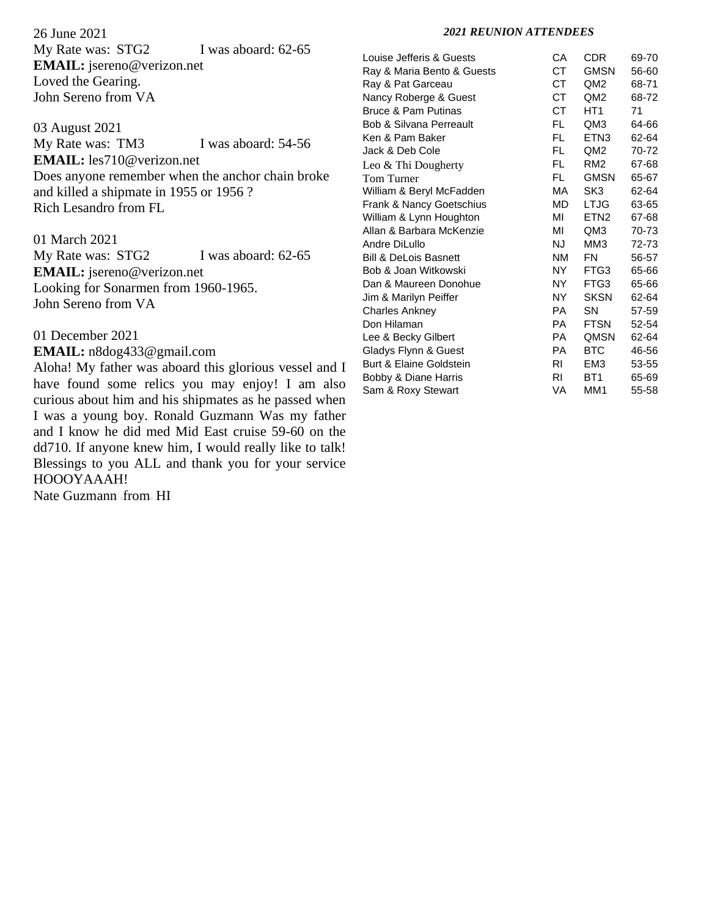26 June 2021
My Rate was: STG2 I was aboard: 62-65
**EMAIL:** jsereno@verizon.net
Loved the Gearing.
John Sereno from VA

03 August 2021
My Rate was: TM3 I was aboard: 54-56
**EMAIL:** les710@verizon.net
Does anyone remember when the anchor chain broke and killed a shipmate in 1955 or 1956 ?
Rich Lesandro from FL

01 March 2021
My Rate was: STG2 I was aboard: 62-65
**EMAIL:** jsereno@verizon.net
Looking for Sonarmen from 1960-1965.
John Sereno from VA

01 December 2021
**EMAIL:** n8dog433@gmail.com
Aloha! My father was aboard this glorious vessel and I have found some relics you may enjoy! I am also curious about him and his shipmates as he passed when I was a young boy. Ronald Guzmann Was my father and I know he did med Mid East cruise 59-60 on the dd710. If anyone knew him, I would really like to talk! Blessings to you ALL and thank you for your service HOOOYAAAH!
Nate Guzmann from HI

***2021 REUNION ATTENDEES***

| | | | |
|---|---|---|---|
| Louise Jefferis & Guests | CA | CDR | 69-70 |
| Ray & Maria Bento & Guests | CT | GMSN | 56-60 |
| Ray & Pat Garceau | CT | QM2 | 68-71 |
| Nancy Roberge & Guest | CT | QM2 | 68-72 |
| Bruce & Pam Putinas | CT | HT1 | 71 |
| Bob & Silvana Perreault | FL | QM3 | 64-66 |
| Ken & Pam Baker | FL | ETN3 | 62-64 |
| Jack & Deb Cole | FL | QM2 | 70-72 |
| Leo & Thi Dougherty | FL | RM2 | 67-68 |
| Tom Turner | FL | GMSN | 65-67 |
| William & Beryl McFadden | MA | SK3 | 62-64 |
| Frank & Nancy Goetschius | MD | LTJG | 63-65 |
| William & Lynn Houghton | MI | ETN2 | 67-68 |
| Allan & Barbara McKenzie | MI | QM3 | 70-73 |
| Andre DiLullo | NJ | MM3 | 72-73 |
| Bill & DeLois Basnett | NM | FN | 56-57 |
| Bob & Joan Witkowski | NY | FTG3 | 65-66 |
| Dan & Maureen Donohue | NY | FTG3 | 65-66 |
| Jim & Marilyn Peiffer | NY | SKSN | 62-64 |
| Charles Ankney | PA | SN | 57-59 |
| Don Hilaman | PA | FTSN | 52-54 |
| Lee & Becky Gilbert | PA | QMSN | 62-64 |
| Gladys Flynn & Guest | PA | BTC | 46-56 |
| Burt & Elaine Goldstein | RI | EM3 | 53-55 |
| Bobby & Diane Harris | RI | BT1 | 65-69 |
| Sam & Roxy Stewart | VA | MM1 | 55-58 |